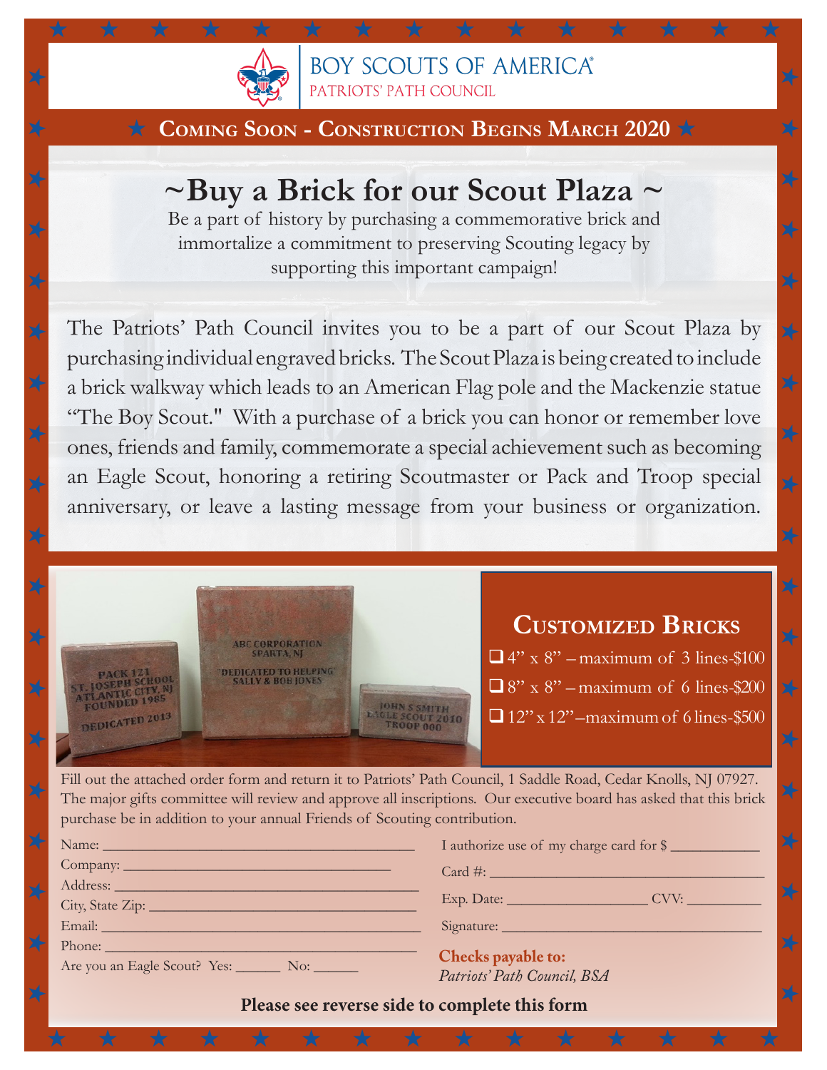BOY SCOUTS OF AMERICA®
PATRIOTS' PATH COUNCIL

**★ Coming Soon - Construction Begins March 2020 ★**

# ~Buy a Brick for our Scout Plaza ~

Be a part of history by purchasing a commemorative brick and immortalize a commitment to preserving Scouting legacy by supporting this important campaign!

The Patriots' Path Council invites you to be a part of our Scout Plaza by purchasing individual engraved bricks. The Scout Plaza is being created to include a brick walkway which leads to an American Flag pole and the Mackenzie statue "The Boy Scout." With a purchase of a brick you can honor or remember love ones, friends and family, commemorate a special achievement such as becoming an Eagle Scout, honoring a retiring Scoutmaster or Pack and Troop special anniversary, or leave a lasting message from your business or organization.

## Customized Bricks

- ❑ 4" x 8" – maximum of 3 lines-$100
- ❑ 8" x 8" – maximum of 6 lines-$200
- ❑ 12" x 12"–maximum of 6 lines-$500

Fill out the attached order form and return it to Patriots' Path Council, 1 Saddle Road, Cedar Knolls, NJ 07927. The major gifts committee will review and approve all inscriptions. Our executive board has asked that this brick purchase be in addition to your annual Friends of Scouting contribution.

Name: ________________________________________

Company: ____________________________________

Address: ______________________________________

City, State Zip: _________________________________

Email: ________________________________________

Phone: ________________________________________

Are you an Eagle Scout? Yes: ______ No: ______

I authorize use of my charge card for $ ___________

Card #: ______________________________________

Exp. Date: __________________ CVV: __________

Signature: ___________________________________

**Checks payable to:**
*Patriots' Path Council, BSA*

**Please see reverse side to complete this form**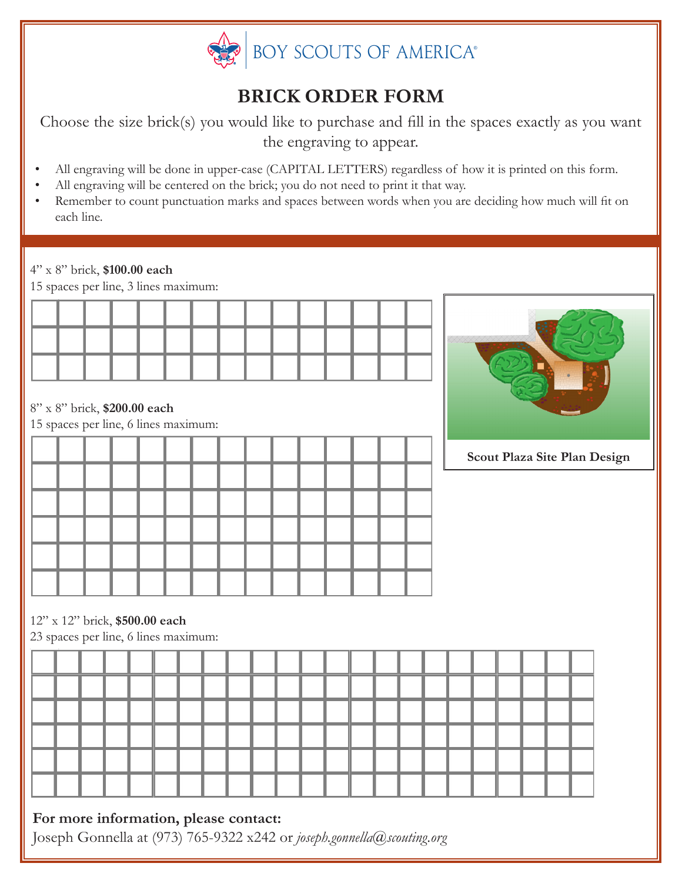BOY SCOUTS OF AMERICA®

# BRICK ORDER FORM

Choose the size brick(s) you would like to purchase and fill in the spaces exactly as you want the engraving to appear.

- All engraving will be done in upper-case (CAPITAL LETTERS) regardless of how it is printed on this form.
- All engraving will be centered on the brick; you do not need to print it that way.
- Remember to count punctuation marks and spaces between words when you are deciding how much will fit on each line.

4" x 8" brick, **$100.00 each**
15 spaces per line, 3 lines maximum:

| | | | | | | | | | | | | | | |
|---|---|---|---|---|---|---|---|---|---|---|---|---|---|---|
| | | | | | | | | | | | | | | |
| | | | | | | | | | | | | | | |
| | | | | | | | | | | | | | | |

8" x 8" brick, **$200.00 each**
15 spaces per line, 6 lines maximum:

| | | | | | | | | | | | | | | |
|---|---|---|---|---|---|---|---|---|---|---|---|---|---|---|
| | | | | | | | | | | | | | | |
| | | | | | | | | | | | | | | |
| | | | | | | | | | | | | | | |
| | | | | | | | | | | | | | | |
| | | | | | | | | | | | | | | |
| | | | | | | | | | | | | | | |

**Scout Plaza Site Plan Design**

12" x 12" brick, **$500.00 each**
23 spaces per line, 6 lines maximum:

| | | | | | | | | | | | | | | | | | | | | | | |
|---|---|---|---|---|---|---|---|---|---|---|---|---|---|---|---|---|---|---|---|---|---|---|
| | | | | | | | | | | | | | | | | | | | | | | |
| | | | | | | | | | | | | | | | | | | | | | | |
| | | | | | | | | | | | | | | | | | | | | | | |
| | | | | | | | | | | | | | | | | | | | | | | |
| | | | | | | | | | | | | | | | | | | | | | | |
| | | | | | | | | | | | | | | | | | | | | | | |

**For more information, please contact:**
Joseph Gonnella at (973) 765-9322 x242 or *joseph.gonnella@scouting.org*